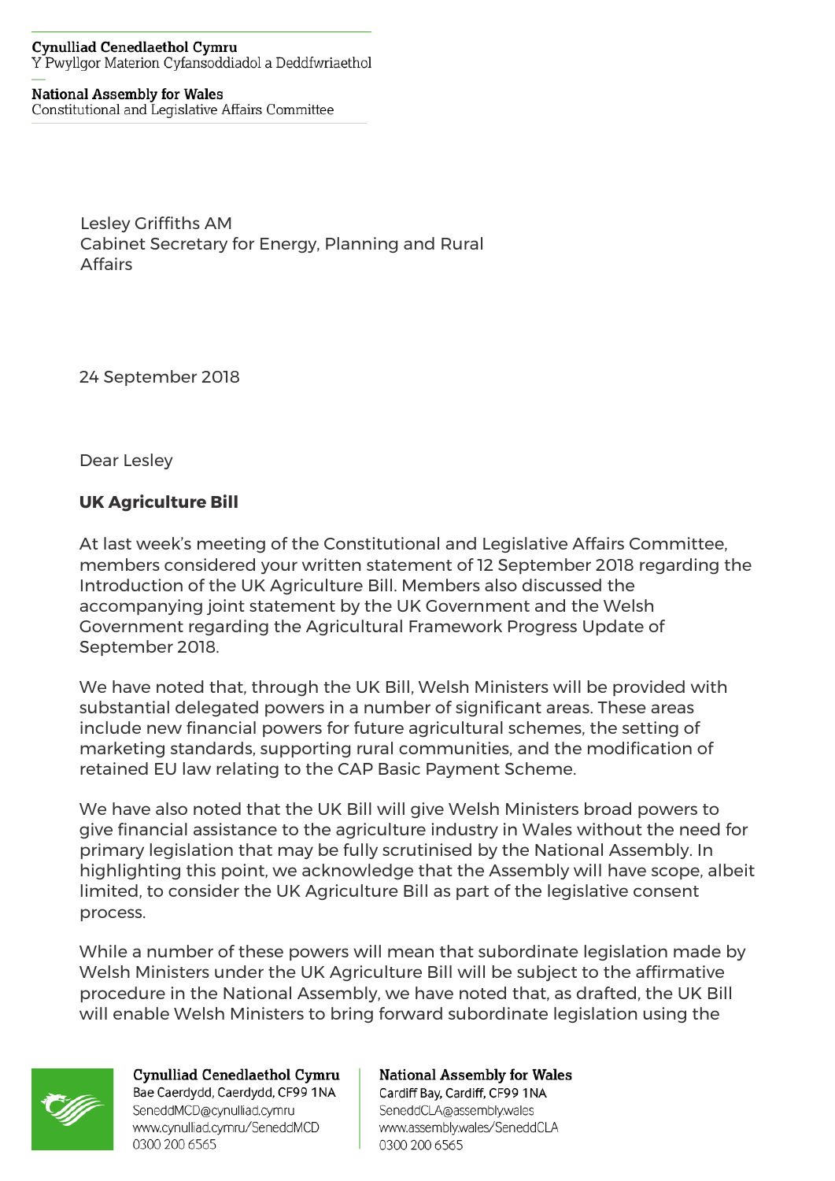Cynulliad Cenedlaethol Cymru
Y Pwyllgor Materion Cyfansoddiadol a Deddfwriaethol

National Assembly for Wales
Constitutional and Legislative Affairs Committee

Lesley Griffiths AM
Cabinet Secretary for Energy, Planning and Rural Affairs

24 September 2018

Dear Lesley

**UK Agriculture Bill**

At last week's meeting of the Constitutional and Legislative Affairs Committee, members considered your written statement of 12 September 2018 regarding the Introduction of the UK Agriculture Bill. Members also discussed the accompanying joint statement by the UK Government and the Welsh Government regarding the Agricultural Framework Progress Update of September 2018.

We have noted that, through the UK Bill, Welsh Ministers will be provided with substantial delegated powers in a number of significant areas. These areas include new financial powers for future agricultural schemes, the setting of marketing standards, supporting rural communities, and the modification of retained EU law relating to the CAP Basic Payment Scheme.

We have also noted that the UK Bill will give Welsh Ministers broad powers to give financial assistance to the agriculture industry in Wales without the need for primary legislation that may be fully scrutinised by the National Assembly. In highlighting this point, we acknowledge that the Assembly will have scope, albeit limited, to consider the UK Agriculture Bill as part of the legislative consent process.

While a number of these powers will mean that subordinate legislation made by Welsh Ministers under the UK Agriculture Bill will be subject to the affirmative procedure in the National Assembly, we have noted that, as drafted, the UK Bill will enable Welsh Ministers to bring forward subordinate legislation using the

Cynulliad Cenedlaethol Cymru
Bae Caerdydd, Caerdydd, CF99 1NA
SeneddMCD@cynulliad.cymru
www.cynulliad.cymru/SeneddMCD
0300 200 6565

National Assembly for Wales
Cardiff Bay, Cardiff, CF99 1NA
SeneddCLA@assembly.wales
www.assembly.wales/SeneddCLA
0300 200 6565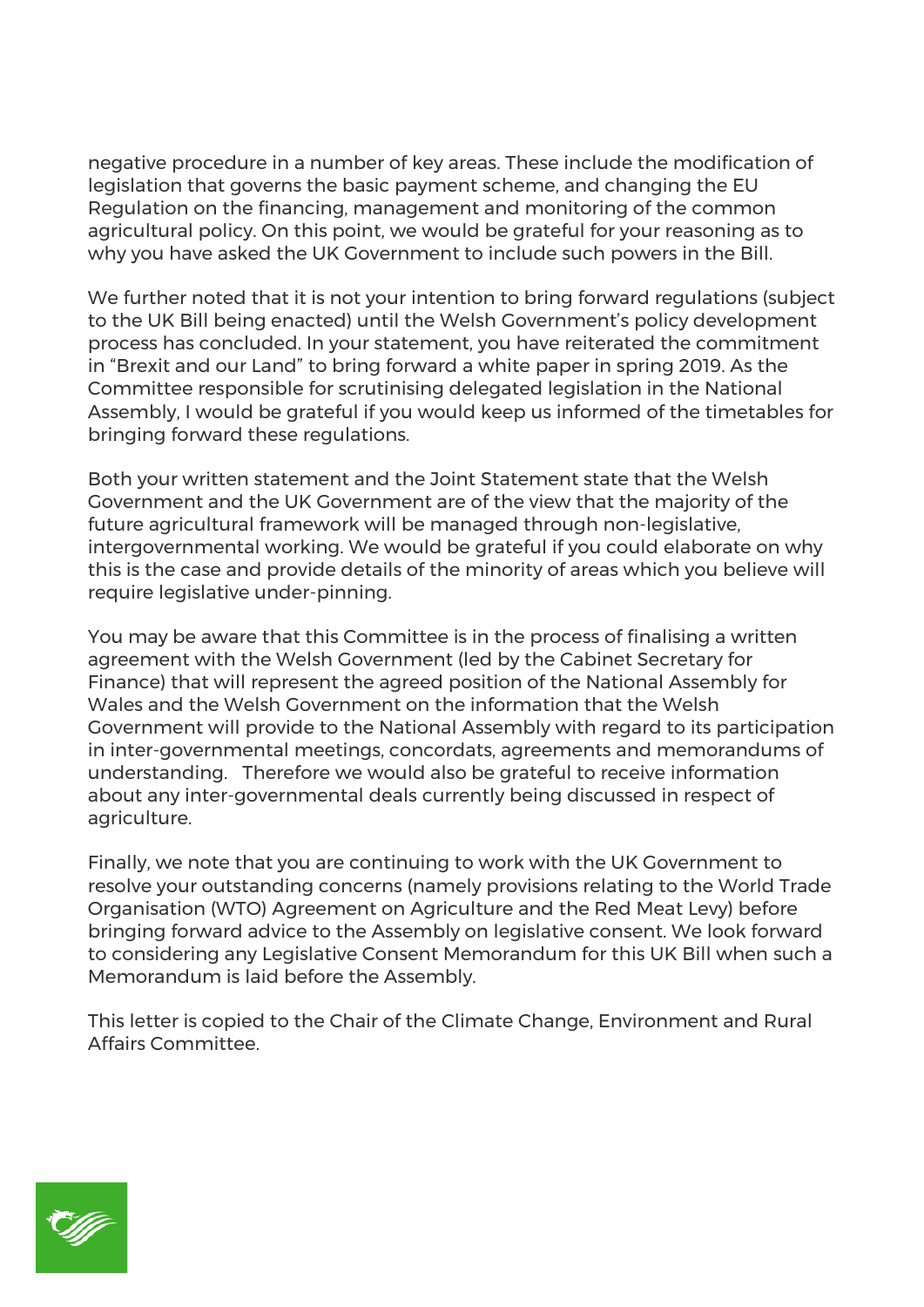negative procedure in a number of key areas. These include the modification of legislation that governs the basic payment scheme, and changing the EU Regulation on the financing, management and monitoring of the common agricultural policy. On this point, we would be grateful for your reasoning as to why you have asked the UK Government to include such powers in the Bill.

We further noted that it is not your intention to bring forward regulations (subject to the UK Bill being enacted) until the Welsh Government's policy development process has concluded. In your statement, you have reiterated the commitment in "Brexit and our Land" to bring forward a white paper in spring 2019. As the Committee responsible for scrutinising delegated legislation in the National Assembly, I would be grateful if you would keep us informed of the timetables for bringing forward these regulations.

Both your written statement and the Joint Statement state that the Welsh Government and the UK Government are of the view that the majority of the future agricultural framework will be managed through non-legislative, intergovernmental working. We would be grateful if you could elaborate on why this is the case and provide details of the minority of areas which you believe will require legislative under-pinning.

You may be aware that this Committee is in the process of finalising a written agreement with the Welsh Government (led by the Cabinet Secretary for Finance) that will represent the agreed position of the National Assembly for Wales and the Welsh Government on the information that the Welsh Government will provide to the National Assembly with regard to its participation in inter-governmental meetings, concordats, agreements and memorandums of understanding. Therefore we would also be grateful to receive information about any inter-governmental deals currently being discussed in respect of agriculture.

Finally, we note that you are continuing to work with the UK Government to resolve your outstanding concerns (namely provisions relating to the World Trade Organisation (WTO) Agreement on Agriculture and the Red Meat Levy) before bringing forward advice to the Assembly on legislative consent. We look forward to considering any Legislative Consent Memorandum for this UK Bill when such a Memorandum is laid before the Assembly.

This letter is copied to the Chair of the Climate Change, Environment and Rural Affairs Committee.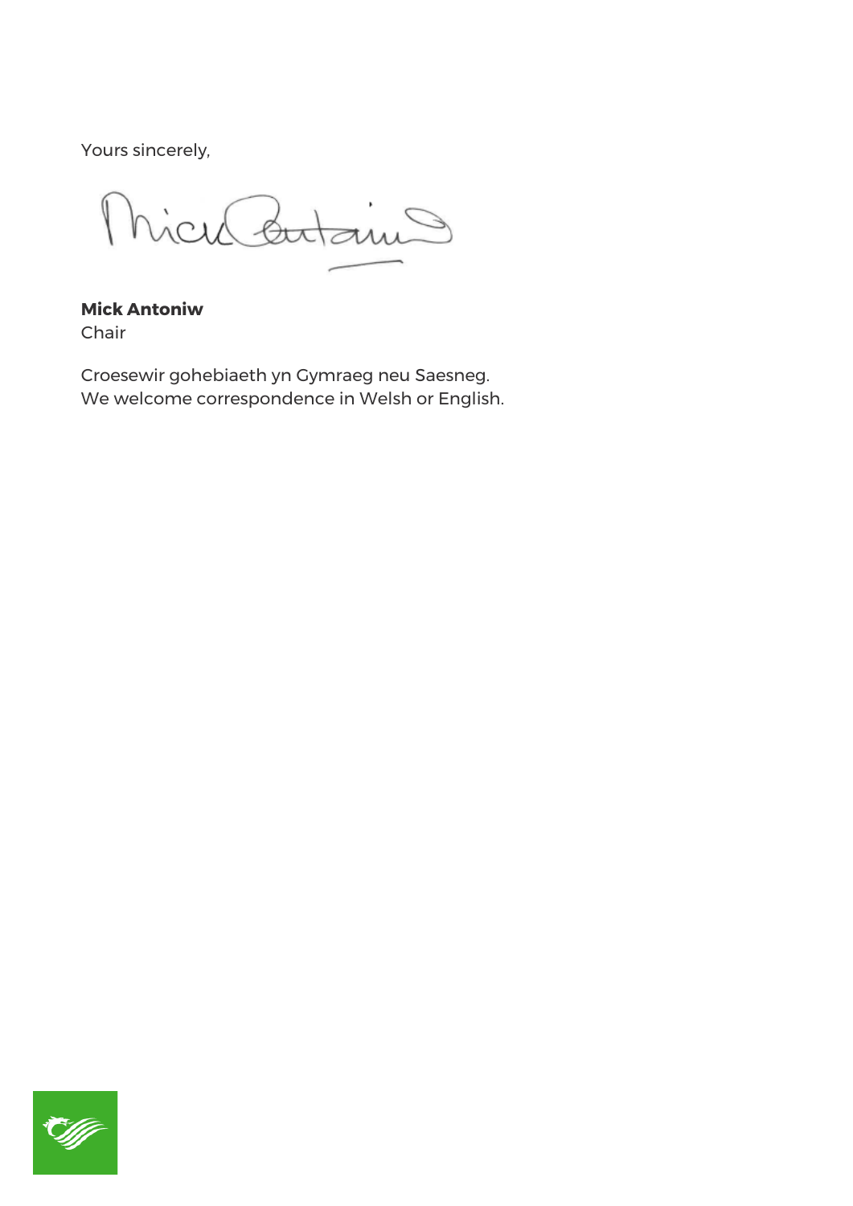Yours sincerely,

**Mick Antoniw**
Chair

Croesewir gohebiaeth yn Gymraeg neu Saesneg.
We welcome correspondence in Welsh or English.